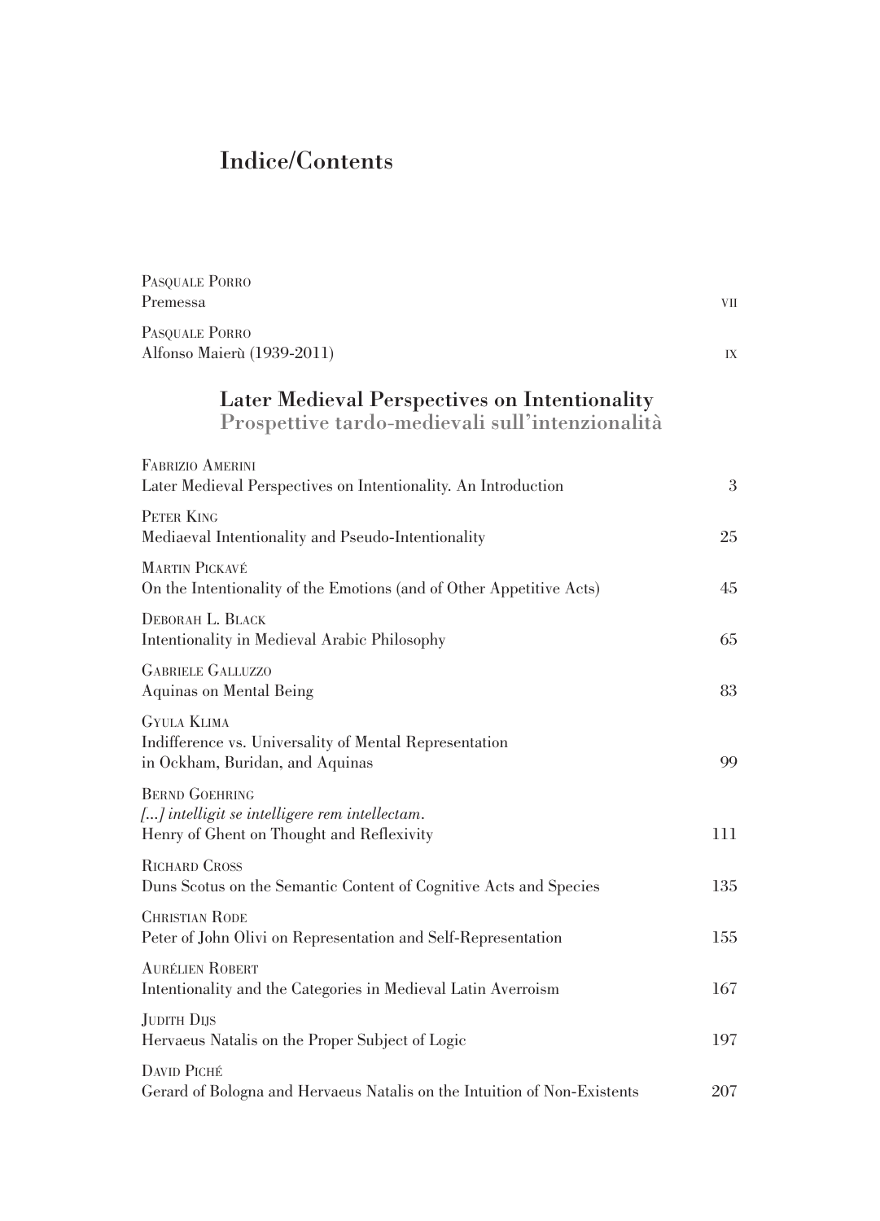# Indice/Contents

Pasquale Porro
Premessa VII

Pasquale Porro
Alfonso Maierù (1939-2011) IX

## Later Medieval Perspectives on Intentionality
## Prospettive tardo-medievali sull'intenzionalità

Fabrizio Amerini
Later Medieval Perspectives on Intentionality. An Introduction 3

Peter King
Mediaeval Intentionality and Pseudo-Intentionality 25

Martin Pickavé
On the Intentionality of the Emotions (and of Other Appetitive Acts) 45

Deborah L. Black
Intentionality in Medieval Arabic Philosophy 65

Gabriele Galluzzo
Aquinas on Mental Being 83

Gyula Klima
Indifference vs. Universality of Mental Representation in Ockham, Buridan, and Aquinas 99

Bernd Goehring
*[...] intelligit se intelligere rem intellectam.*
Henry of Ghent on Thought and Reflexivity 111

Richard Cross
Duns Scotus on the Semantic Content of Cognitive Acts and Species 135

Christian Rode
Peter of John Olivi on Representation and Self-Representation 155

Aurélien Robert
Intentionality and the Categories in Medieval Latin Averroism 167

Judith Dijs
Hervaeus Natalis on the Proper Subject of Logic 197

David Piché
Gerard of Bologna and Hervaeus Natalis on the Intuition of Non-Existents 207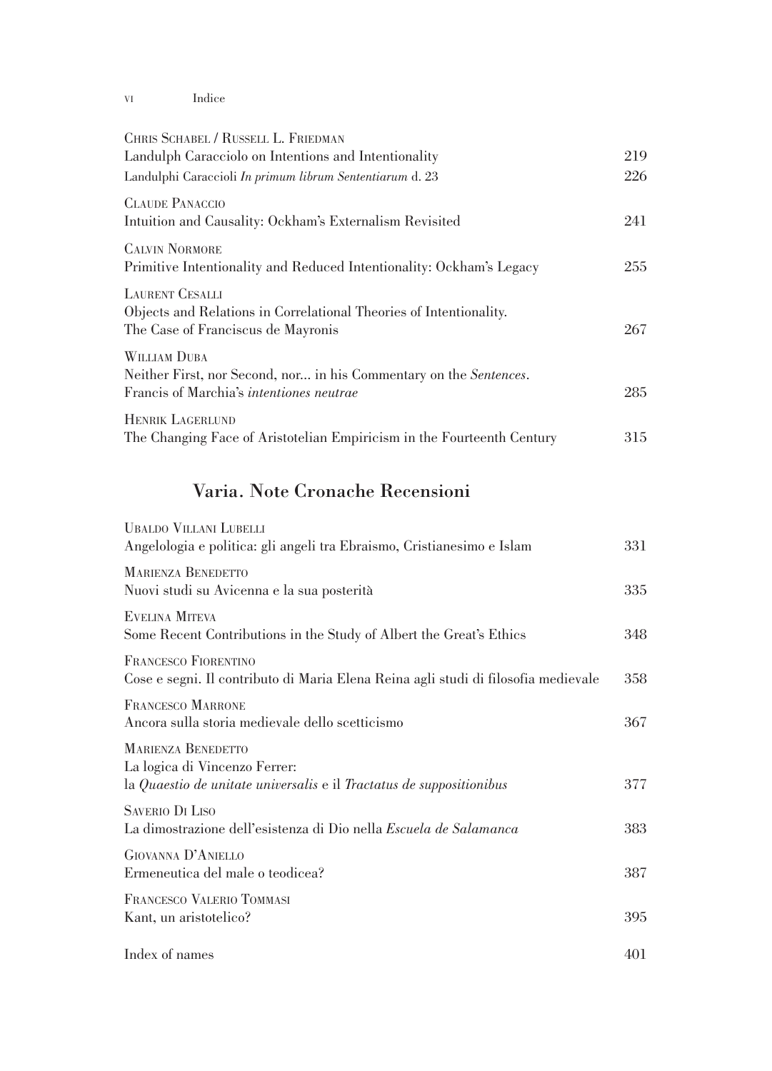Chris Schabel / Russell L. Friedman
Landulph Caracciolo on Intentions and Intentionality 219
Landulphi Caraccioli *In primum librum Sententiarum* d. 23 226

Claude Panaccio
Intuition and Causality: Ockham's Externalism Revisited 241

Calvin Normore
Primitive Intentionality and Reduced Intentionality: Ockham's Legacy 255

Laurent Cesalli
Objects and Relations in Correlational Theories of Intentionality.
The Case of Franciscus de Mayronis 267

William Duba
Neither First, nor Second, nor... in his Commentary on the *Sentences*.
Francis of Marchia's *intentiones neutrae* 285

Henrik Lagerlund
The Changing Face of Aristotelian Empiricism in the Fourteenth Century 315

## Varia. Note Cronache Recensioni

Ubaldo Villani Lubelli
Angelologia e politica: gli angeli tra Ebraismo, Cristianesimo e Islam 331

Marienza Benedetto
Nuovi studi su Avicenna e la sua posterità 335

Evelina Miteva
Some Recent Contributions in the Study of Albert the Great's Ethics 348

Francesco Fiorentino
Cose e segni. Il contributo di Maria Elena Reina agli studi di filosofia medievale 358

Francesco Marrone
Ancora sulla storia medievale dello scetticismo 367

Marienza Benedetto
La logica di Vincenzo Ferrer:
la *Quaestio de unitate universalis* e il *Tractatus de suppositionibus* 377

Saverio Di Liso
La dimostrazione dell'esistenza di Dio nella *Escuela de Salamanca* 383

Giovanna D'Aniello
Ermeneutica del male o teodicea? 387

Francesco Valerio Tommasi
Kant, un aristotelico? 395

Index of names 401